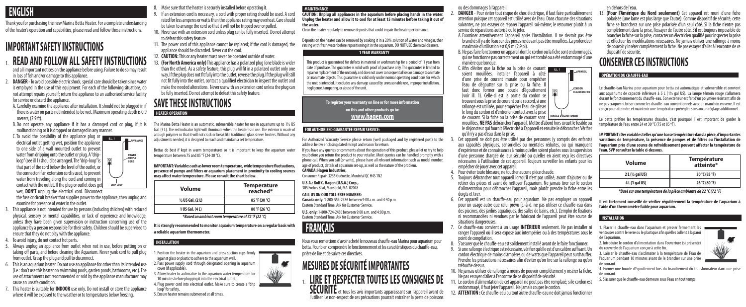# ENGLISH

Thank you for purchasing the new Marina Betta Heater. For a complete understanding of the heater's operation and capabilities, please read and follow these instructions.

## IMPORTANT SAFETY INSTRUCTIONS

1. **READ AND FOLLOW ALL SAFETY INSTRUCTIONS** and all important notices on the appliance before using. Failure to do so may result in loss of fish and/or damage to this appliance.
2. **DANGER** - To avoid possible electric shock, special care should be taken since water is employed in the use of this equipment. For each of the following situations, do not attempt repairs yourself; return the appliance to an authorized service facility for service or discard the appliance.
   A. Carefully examine the appliance after installation. It should not be plugged in if there is water on parts not intended to be wet. Maximum operating depth is 0.9 meters, (2.9 ft).
   B. Do not operate any appliance if it has a damaged cord or plug, if it is malfunctioning or it is dropped or damaged in any manner.
   C. To avoid the possibility of the appliance plug or electrical outlet getting wet, position the appliance to one side of a wall mounted outlet to prevent water from dripping onto the outlet or plug. A "drip-loop" (see ill 1) should be arranged. The "drip-loop" is that part of the cord below the level of the outlet, or the connector if an extension cord is used, to prevent water from traveling along the cord and coming in contact with the outlet. If the plug or outlet does get wet, **DON'T** unplug the electrical cord. Disconnect the fuse or circuit breaker that supplies power to the appliance, then unplug and examine for presence of water in the outlet.

   ILL. 1 — APPLIANCE — POWER SUPPLY CORD — DRIP LOOP

3. This appliance is not intended for use by persons (including children) with reduced physical, sensory or mental capabilities, or lack of experience and knowledge, unless they have been given supervision or instruction concerning use of the appliance by a person responsible for their safety. Children should be supervised to ensure that they do not play with the appliance.
4. To avoid injury, do not touch hot parts.
5. Always unplug an appliance from outlet when not in use, before putting on or taking off parts, and before cleaning the Aquarium. Never yank cord to pull plug from outlet. Grasp the plug and pull to disconnect.
6. This is an aquarium heater. Do not use an appliance for other than its intended use (i.e.: don't use this heater on swimming pools, garden ponds, bathrooms, etc.). The use of attachments not recommended or sold by the appliance manufacturer may cause an unsafe condition.
7. This heater is suitable for **INDOOR** use only. Do not install or store the appliance where it will be exposed to the weather or to temperatures below freezing.
8. Make sure that the heater is securely installed before operating it.
9. If an extension cord is necessary, a cord with proper rating should be used. A cord rated for less amperes or watts than the appliance rating may overheat. Care should be taken to arrange the cord so that it will not be tripped over or pulled.
10. Never use with an extension cord unless plug can be fully inserted. Do not attempt to defeat this safety feature.
11. The power cord of this appliance cannot be replaced; if the cord is damaged, the appliance should be discarded. Never cut the cord.
12. **CAUTION:** This or any heater must never be operated outside of water.
13. **(For North America only)** This appliance has a polarized plug (one blade is wider than the other). As a safety feature, this plug will fit in a polarized outlet only one way. If the plug does not fit fully into the outlet, reverse the plug. If the plug will still not fit fully into the outlet, contact a qualified electrician to inspect the outlet and make the needed alterations. Never use with an extension cord unless the plug can be fully inserted. Do not attempt to defeat this safety feature.

## SAVE THESE INSTRUCTIONS

### HEATER OPERATION

The Marina Betta Heater is an automatic, submersible heater for use in aquariums up to 1½ US Gal. (5 L). The red indicator light will illuminate when the heater is in use. The exterior is made of a tough polymer so that it will not crack or break like traditional glass sleeve heaters. Without any adjustments needed, it is designed to reach and maintain a set temperature.

Bettas do best if kept in warm temperatures so it is important to keep the aquarium water temperature between 75 and 85 °F (24-30 °C).

**IMPORTANT: Variables such as lower room temperature, wide temperature fluctuations, presence of pumps and filters or aquarium placement in proximity to cooling sources may affect water temperature. Please consult the chart below.**

| Volume | Temperature reached* |
|---|---|
| ½ US Gal. (2 L) | 85 °F (30 °C) |
| 1 US Gal. (4 L) | 80 °F (26 °C) |

*Based on ambient room temperature of 72 °F (22 °C)*

**It is strongly recommended to monitor aquarium temperature on a regular basis with a reliable aquarium thermometer.**

### INSTALLATION

1. Position the heater in the aquarium and press suction cups firmly against glass or plastic to adhere to the aquarium wall.
2. Pass power supply cord through designated opening in aquarium cover (if applicable).
3. Allow heater to acclimatize to the aquarium water temperature for 10 minutes before plugging it into the electrical outlet.
4. Plug power cord into electrical outlet. Make sure to create a "drip loop" for safety.
5. Ensure heater remains submersed at all times.

### MAINTENANCE

**CAUTION: Unplug all appliances in the aquarium before placing hands in the water. Unplug the heater and allow it to cool for at least 15 minutes before taking it out of the water.**

Clean the heater regularly to remove deposits that could impair the heater performance.

Deposits on the heater can be removed by soaking it in a 20% solution of water and vinegar, then rinsing with fresh water before repositioning it in the aquarium. DO NOT USE chemical cleaners.

### 1 YEAR WARRANTY

This product is guaranteed for defects in material or workmanship for a period of 1 year from date of purchase. The guarantee is valid with proof of purchase only. The guarantee is limited to repair or replacement of the unit only and does not cover consequential loss or damage to animate or inanimate objects. This guarantee is valid only under normal operating conditions for which the unit is intended. It excludes any damage caused by unreasonable use, improper installation, negligence, tampering, or abuse of the unit.

**To register your warranty on line or for more information on this and other products go to: www.hagen.com**

### FOR AUTHORIZED GUARANTEE REPAIR SERVICE:

For Authorized Warranty Service please return (well packaged and by registered post) to the address below enclosing dated receipt and reason for return.

If you have any queries or comments about the operation of this product, please let us try to help you before you return the product to your retailer. Most queries can be handled promptly with a phone call. When you call (or write), please have all relevant information such as model number, age of product, details of aquarium set-up, as well as the nature of the problem.

**CANADA: Hagen Industries,**
Consumer Repair, 3235 Guénette, Montréal QC H4S 1N2

**U.S.A.: Rolf C. Hagen (U.S.A.) Corp.,**
305 Forbes Blvd, Mansfield, MA. 02048

**CALL US ON OUR TOLL-FREE NUMBER:**
**Canada only:** 1-800-554-2436 between 9:00 a.m. and 4:30 p.m. Eastern Standard Time. Ask for Customer Service.
**U.S. only:** 1-800-724-2436 between 9:00 a.m. and 4:00 p.m. Eastern Standard Time. Ask for Customer Service.

# FRANÇAIS

Nous vous remercions d'avoir acheté le nouveau chauffe-eau Marina pour aquarium pour betta. Pour bien comprendre le fonctionnement et les caractéristiques du chauffe-eau, prière de lire et de suivre ces directives.

## MESURES DE SÉCURITÉ IMPORTANTES

1. **LIRE ET RESPECTER TOUTES LES CONSIGNES DE SÉCURITÉ** et tous les avis importants apparaissant sur l'appareil avant de l'utiliser. Le non-respect de ces précautions pourrait entraîner la perte de poissons ou des dommages à l'appareil.
2. **DANGER** - Pour éviter tout risque de choc électrique, il faut faire particulièrement attention puisque cet appareil est utilisé avec de l'eau. Dans chacune des situations suivantes, ne pas essayer de réparer l'appareil soi-même; le retourner plutôt à un service de réparations autorisé ou le jeter.
   A. Examiner attentivement l'appareil après l'installation. Il ne devrait pas être branché s'il y a de l'eau sur des pièces ne devant pas être mouillées. La profondeur maximale d'utilisation est 0,9 m (2,9 pi).
   B. Ne pas faire fonctionner un appareil dont le cordon ou la fiche sont endommagés, qui ne fonctionne pas correctement ou qui est tombé ou a été endommagé d'une manière quelconque.
   C. Afin d'éviter que la fiche ou la prise de courant soient mouillées, installer l'appareil à côté d'une prise de courant murale pour empêcher l'eau de dégoutter sur la prise ou la fiche. Il faut donc former une boucle d'égouttement (voir ill. 1). Celle-ci est la partie du cordon se trouvant sous la prise de courant ou le raccord, si une rallonge est utilisée, pour empêcher l'eau de glisser le long du cordon et d'entrer en contact avec la prise de courant. Si la fiche ou la prise de courant sont mouillées, **NE PAS** débrancher l'appareil. Mettre d'abord hors circuit le fusible ou le disjoncteur qui fournit l'électricité à l'appareil et ensuite le débrancher. Vérifier qu'il n'y a pas d'eau dans la prise.

   ILL. 1 — APPAREIL — CORDON D'ALIMENTATION — BOUCLE D'ÉGOUTTEMENT

3. Cet appareil ne doit pas être utilisé par des personnes (y compris des enfants) aux capacités physiques, sensorielles ou mentales réduites, ou qui manquent d'expérience et de connaissances à moins qu'elles soient placées sous la supervision d'une personne chargée de leur sécurité ou qu'elles en aient reçu les directives nécessaires à l'utilisation de cet appareil. Toujours surveiller les enfants pour les empêcher de jouer avec cet appareil.
4. Pour éviter toute blessure, ne toucher aucune pièce chaude.
5. Toujours débrancher tout appareil lorsqu'il n'est pas utilisé, avant d'ajouter ou de retirer des pièces et avant de nettoyer l'aquarium. Ne jamais tirer sur le cordon d'alimentation pour débrancher l'appareil, mais plutôt prendre la fiche entre les doigts et tirer.
6. Cet appareil est un chauffe-eau pour aquarium. Ne pas employer un appareil pour un usage autre que celui prévu (c.-à-d. ne pas utiliser ce chauffe-eau dans des piscines, des jardins aquatiques, des salles de bains, etc.). L'emploi de fixations ni recommandées ni vendues par le fabricant de l'appareil peut être source de situations dangereuses.
7. Ce chauffe-eau convient à un usage **INTÉRIEUR** seulement. Ne pas installer ni ranger l'appareil où il sera exposé aux intempéries ou à des températures sous le point de congélation.
8. S'assurer que le chauffe-eau est solidement installé avant de le faire fonctionner.
9. Si une rallonge électrique est nécessaire, vérifier qu'elle est d'un calibre suffisant. Un cordon électrique de moins d'ampères ou de watts que l'appareil peut surchauffer. Prendre les précautions nécessaires afin d'éviter qu'on tire sur la rallonge ou qu'on trébuche dessus.
10. Ne jamais utiliser de rallonge à moins de pouvoir complètement y insérer la fiche. Ne pas essayer d'aller à l'encontre de ce dispositif de sécurité.
11. Le cordon d'alimentation de cet appareil ne peut pas être remplacé; si le cordon est endommagé, il faut jeter l'appareil. Ne jamais couper le cordon.
12. **ATTENTION :** Ce chauffe-eau ou tout autre chauffe-eau ne doit jamais fonctionner en dehors de l'eau.
13. **(Pour l'Amérique du Nord seulement)** Cet appareil est muni d'une fiche polarisée (une lame est plus large que l'autre). Comme dispositif de sécurité, cette fiche se branchera sur une prise polarisée d'un seul côté. Si la fiche n'entre pas complètement dans la prise, l'essayer de l'autre côté. Si elle n'entre toujours pas, communiquer avec un électricien qualifié pour inspecter la prise et effectuer les modifications nécessaires. Ne jamais utiliser une rallonge à moins de pouvoir y insérer complètement la fiche. Ne pas essayer d'aller à l'encontre de ce dispositif de sécurité.

## CONSERVER CES INSTRUCTIONS

### OPÉRATION DU CHAUFFE-EAU

Le chauffe-eau Marina pour aquarium pour betta est automatique et submersible et convient aux aquariums de capacité inférieure à 5 L (1½ gal US). La lampe témoin rouge s'allumera durant le fonctionnement du chauffe-eau. Son extérieur est fait d'un polymère résistant afin de ne pas craquer ni briser comme les chauffe-eau conventionnels avec un manchon en verre. Il est conçu pour atteindre et maintenir une température préréglée sans aucun réglage additionnel.

Le betta préfère les températures chaudes, c'est pourquoi il est important de garder la température de l'eau entre 24 et 30 °C (75 et 85 °F).

**IMPORTANT : Des variables telles qu'une basse température dans la pièce, d'importantes variations de température, la présence de pompes et de filtres ou l'installation de l'aquarium près d'une source de refroidissement peuvent affecter la température de l'eau. SVP consulter la table ci-dessous.**

| Volume | Température atteinte* |
|---|---|
| 2 L (½ gal US) | 30 °C (85 °F) |
| 4 L (1 gal US) | 26 °C (80 °F) |

*Basé sur une température de la pièce ambiante de 22 °C (72 °F)*

**Il est fortement conseillé de vérifier régulièrement la température de l'aquarium à l'aide d'un thermomètre fiable pour aquarium.**

### INSTALLATION

1. Placer le chauffe-eau dans l'aquarium et presser fermement les ventouses contre le verre ou le plastique afin qu'elles collent à la paroi de l'aquarium.
2. Introduire le cordon d'alimentation dans l'ouverture (si présente) du couvercle de l'aquarium conçue à cette fin.
3. Laisser le chauffe-eau s'acclimater à la température de l'eau de l'aquarium pendant 10 minutes avant de le brancher sur une prise de courant.
4. Former une boucle d'égouttement lors du branchement du transformateur dans une prise de courant.
5. S'assurer que le chauffe-eau demeure sous l'eau en tout temps.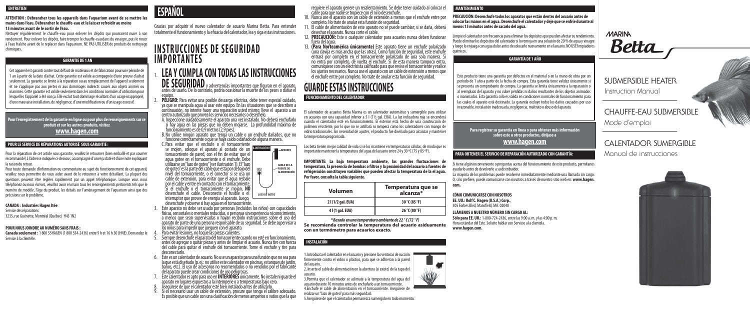## ENTRETIEN

**ATTENTION : Débrancher tous les appareils dans l'aquarium avant de se mettre les mains dans l'eau. Débrancher le chauffe-eau et le laisser refroidir au moins 15 minutes avant de le sortir de l'eau.**

Nettoyer régulièrement le chauffe-eau pour enlever les dépôts qui pourraient nuire à son rendement. Pour enlever les dépôts, faire tremper le chauffe-eau dans du vinaigre, puis le rincer à l'eau fraîche avant de le replacer dans l'aquarium. NE PAS UTILISER de produits de nettoyage chimiques.

## GARANTIE DE 1 AN

Cet appareil est garanti contre tout défaut de matériaux et de fabrication pour une période de 1 an à partir de la date d'achat. Cette garantie est valide accompagnée d'une preuve d'achat seulement. La garantie se limite à la réparation ou au remplacement de l'appareil seulement et ne s'applique pas aux pertes ni aux dommages indirects causés aux objets animés ou inanimés. Cette garantie est valide seulement dans les conditions normales d'utilisation pour lesquelles l'appareil a été conçu. Elle exclut tout dommage résultant d'un usage inapproprié, de négligence, d'une mauvaise installation, de négligence, d'une modification ou d'un usage excessif.

**Pour l'enregistrement de la garantie en ligne ou pour plus de renseignements sur ce produit et sur les autres produits, visitez**
**www.hagen.com**

## POUR LE SERVICE DE RÉPARATIONS AUTORISÉ SOUS GARANTIE :

Pour la réparation de cet article sous garantie, veuillez le retourner (bien emballé et par courrier recommandé) à l'adresse indiquée ci-dessous, accompagné d'un reçu daté et d'une note expliquant la raison du retour.

Pour toute demande d'information ou commentaire au sujet du fonctionnement de cet appareil, veuillez nous permettre de vous aider avant de le retourner à votre détaillant. La plupart des questions peuvent être réglées rapidement par un appel téléphonique. Lorsque vous nous téléphonez ou nous écrivez, veuillez avoir en main tous les renseignements pertinents tels que le numéro de modèle, l'âge du produit, les détails sur l'aménagement de l'aquarium ainsi que des précisions sur le problème.

**CANADA : Industries Hagen ltée**
Service des réparations
3235, rue Guénette, Montréal (Québec) H4S 1N2

**POUR NOUS JOINDRE AU NUMÉRO SANS FRAIS :**
**Canada seulement :** 1 800 55HAGEN (1 800 554-2436) entre 9 h et 16 h (HNE). Demandez le Service à la clientèle.

# ESPAÑOL

Gracias por adquirir el nuevo calentador de acuario Marina Betta. Para entender totalmente el funcionamiento y la eficacia del calentador, lea y siga estas instrucciones.

# INSTRUCCIONES DE SEGURIDAD IMPORTANTES

1. **LEA Y CUMPLA CON TODAS LAS INSTRUCCIONES DE SEGURIDAD** y advertencias importantes que figuran en el aparato, antes de usarlo. De lo contrario, podría ocasionar la muerte de los peces o dañar el equipo.
2. **PELIGRO:** Para evitar una posible descarga eléctrica, debe tener especial cuidado, ya que se manipula agua al usar este equipo. En las situaciones que se describen a continuación, no intente hacer una reparación usted mismo; lleve el aparato a un centro autorizado que provea los servicios necesarios o deséchelo.
   A. Inspeccione cuidadosamente el aparato una vez instalado. No deberá enchufarlo si hay agua en las piezas que no deben mojarse. La profundidad máxima de funcionamiento es de 0,9 metros (2,9 pies).
   B. No utilice ningún aparato que tenga un cable o un enchufe dañados, que no funcione correctamente o que se haya caído o dañado de alguna manera.
   C. Para evitar que el enchufe o el tomacorriente se mojen, coloque el aparato al costado de un tomacorriente de pared, con el fin de evitar que el agua gotee en el tomacorriente o el enchufe. Debe utilizarse un "lazo de goteo" (ver ilustración 1). El "lazo de goteo" es la parte del cable que está por debajo del nivel del tomacorriente, o el conector si se usa un cable de extensión, para evitar que el agua resbale por el cable y entre en contacto con el tomacorriente. Si el enchufe o el tomacorriente se mojan, **NO** desenchufe el cable. Desconecte el fusible o el interruptor que provee de energía al aparato. Luego, desenchufe y observe si hay agua en el tomacorriente.

ILUSTRACIÓN 1
APARATO
CABLE DE LA FUENTE DE ALIMENTACIÓN
LAZO DE GOTEO

3. Este aparato no debe ser usado por personas (incluidos los niños) con capacidades físicas, sensoriales o mentales reducidas, o personas sin experiencia ni conocimiento, a menos que sean supervisadas o hayan recibido instrucciones sobre el uso del aparato de parte de una persona responsable de su seguridad. Se debe supervisar a los niños para impedir que jueguen con el aparato.
4. Para evitar lesiones, no toque las piezas calientes.
5. Siempre desenchufe el aparato del tomacorriente cuando no esté en funcionamiento, antes de agregar o quitar piezas y antes de limpiar el acuario. Nunca tire con fuerza del cable para quitar el enchufe del tomacorriente. Tome el enchufe y tire para desconectarlo.
6. Este es un calentador de acuario. No use un aparato para una función que no sea para la que está diseñado (p. ej.: no utilice este calentador en piscinas, estanques de jardín, baños, etc.). El uso de accesorios no recomendados o no vendidos por el fabricante del aparato puede crear condiciones de uso peligrosas.
7. Este calentador es apto para uso en **INTERIORES** únicamente. No instale ni guarde el aparato en lugares expuestos a la intemperie o a temperaturas bajo cero.
8. Asegúrese de que el calentador esté bien instalado antes de utilizarlo.
9. Si es necesario usar un cable de extensión, procure que tenga el calibre adecuado. Es posible que un cable con una clasificación de menos amperios o vatios que la que requiere el aparato genere un recalentamiento. Se debe tener cuidado al colocar el cable para que nadie se tropiece con él ni lo desenchufe.
10. Nunca use el aparato con un cable de extensión a menos que el enchufe entre por completo. No trate de anular esta función de seguridad.
11. El cable de alimentación de este aparato no se puede cambiar; si se daña, deberá desechar el aparato. Nunca corte el cable.
12. **PRECAUCIÓN:** Este o cualquier calentador para acuarios nunca deben funcionar fuera del agua.
13. **(Para Norteamérica únicamente)** Este aparato tiene un enchufe polarizado (una clavija es más ancha que las otras). Como función de seguridad, este enchufe entrará por completo en el tomacorriente polarizado de una sola manera. Si no entra por completo, dé vuelta el enchufe. Si de esta manera tampoco entra, comuníquese con un electricista calificado para que revise el tomacorriente y realice los ajustes necesarios. Nunca use el aparato con un cable de extensión a menos que el enchufe entre por completo. No trate de anular esta función de seguridad.

# GUARDE ESTAS INSTRUCCIONES

## FUNCIONAMIENTO DEL CALENTADOR

El calentador de acuarios Betta Marina es un calentador automático y sumergible para utilizar en acuarios con una capacidad inferior a 5 l (1½ gal. EUA). La luz indicadora roja se encenderá cuando el calentador esté en funcionamiento. El exterior está hecho de una construcción de polímero resistente, por lo que no se astillará ni romperá como los calentadores con mango de vidrio tradicionales. Sin necesidad de ajustes, el producto fue diseñado para alcanzar y mantener la temperatura programada.

Los beta tienen mejor calidad de vida si se los mantiene en temperaturas cálidas, de modo que es importante mantener la temperatura del agua del acuario entre 24 y 30 ºC (75 y 85 ºF).

**IMPORTANTE: La baja temperatura ambiente, las grandes fluctuaciones de temperatura, la presencia de bombas o filtros y la proximidad del acuario a fuentes de refrigeración constituyen variables que pueden afectar la temperatura de la el agua. Por favor, consulte la tabla siguiente.**

| Volumen | Temperatura que se alcanza* |
|---|---|
| 2 l (1/2 gal. EUA) | 30 °C (85 °F) |
| 4 l (1 gal. EUA) | 26 °C (80 °F) |

*\*Basado en una temperatura ambiente de 22 °C (72 °F)*

**Se recomienda controlar la temperatura del acuario asiduamente con un termómetro para acuarios exacto.**

## INSTALACIÓN

1. Introduzca el calentador en el acuario y presione las ventosas de succión firmemente contra el vidrio o plástico, para que se adhieran a la pared del acuario.
2. Inserte el cable de alimentación en la abertura (si existe) de la tapa del acuario.
3. Permita que el calentador se aclimate a la temperatura del agua del acuario durante 10 minutos antes de enchufarlo a un tomacorriente.
4. Enchufe el cable de alimentación en el tomacorriente. Asegúrese de realizar un "lazo de goteo" para más seguridad.
5. Asegúrese de que el calentador permanezca sumergido en todo momento.

## MANTENIMIENTO

**PRECAUCIÓN: Desenchufe todos los aparatos que están dentro del acuario antes de colocar las manos en el agua. Desenchufe el calentador y deje que se enfríe durante al menos 15 minutos antes de sacarlo del agua.**

Limpie el calentador con frecuencia para eliminar los depósitos que pueden afectar su rendimiento. Puede eliminar los depósitos del calentador si lo remoja en una solución de 20 % de agua y vinagre y luego lo enjuaga con agua dulce antes de colocarlo nuevamente en el acuario. NO USE limpiadores químicos.

## GARANTÍA DE 1 AÑO

Este producto tiene una garantía por defectos en el material o en la mano de obra por un período de 1 año a partir de la fecha de compra. Esta garantía tiene validez únicamente si se presenta un comprobante de compra. La garantía se limita únicamente a la reparación o al reemplazo del aparato y no cubre pérdidas ni daños resultantes de los objetos animados o inanimados. Esta garantía sólo es válida en condiciones normales de funcionamiento para las cuales el aparato está destinado. La garantía excluye todos los daños causados por uso irrazonable, instalación inadecuada, negligencia, maltrato o abuso del aparato.

**Para registrar su garantía en línea o para obtener más información sobre este u otros productos, diríjase a**
**www.hagen.com**

## PARA OBTENER EL SERVICIO DE REPARACIÓN AUTORIZADO CON GARANTÍA:

Si tiene algún inconveniente o preguntas acerca del funcionamiento de este producto, permítanos ayudarlo antes de devolverlo a su distribuidor.

La mayoría de los problemas puede resolverse inmediatamente mediante una llamada sin cargo. O, si lo prefiere, puede comunicarse con nosotros a través de nuestro sitio web en: **www.hagen.com.**

**CÓMO COMUNICARSE CON NOSOTROS**
**EE. UU.: Rolf C. Hagen (U.S.A.) Corp.,**
305 Forbes Blvd, Mansfield, MA. 02048

**LLÁMENOS A NUESTRO NÚMERO SIN CARGO AL:**
**Sólo para EE. UU.:** 1-800-724-2436, entre las 9:00 a. m. y las 4:00 p. m. Hora estándar del Este. Solicite hablar con Servicio a la clientela.
**www.hagen.com.**

MARINA
Betta

SUBMERSIBLE HEATER
Instruction Manual

CHAUFFE-EAU SUBMERSIBLE
Mode d'emploi

CALENTADOR SUMERGIBLE
Manual de instrucciones